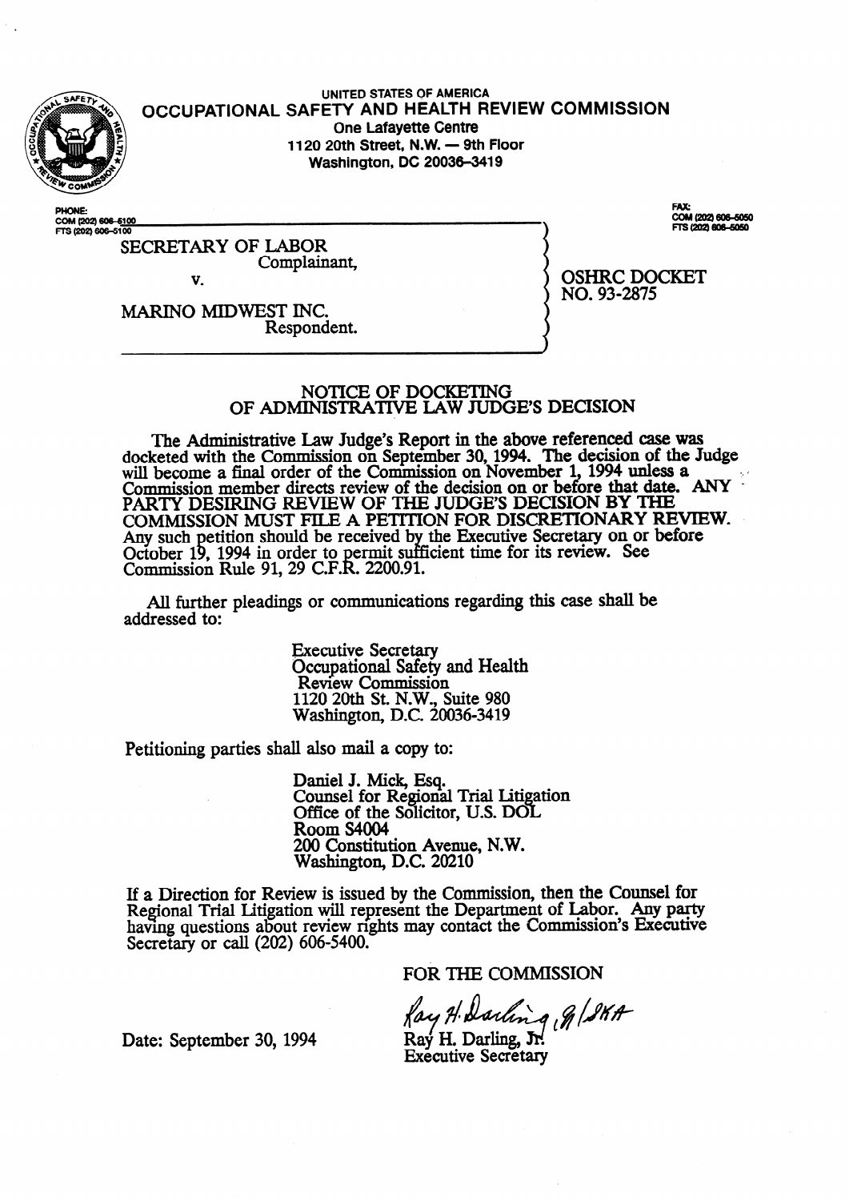UNITED STATES OF AMERICA

# OCCUPATIONAL SAFETY AND HEALTH REVIEW COMMISSION

One Lafayette Centre
1120 20th Street, N.W. — 9th Floor
Washington, DC 20036-3419

PHONE:
COM (202) 606-5100
FTS (202) 606-5100

FAX:
COM (202) 606-5050
FTS (202) 606-5050

SECRETARY OF LABOR
Complainant,

v.

MARINO MIDWEST INC.
Respondent.

OSHRC DOCKET
NO. 93-2875

## NOTICE OF DOCKETING OF ADMINISTRATIVE LAW JUDGE'S DECISION

The Administrative Law Judge's Report in the above referenced case was docketed with the Commission on September 30, 1994. The decision of the Judge will become a final order of the Commission on November 1, 1994 unless a Commission member directs review of the decision on or before that date. ANY PARTY DESIRING REVIEW OF THE JUDGE'S DECISION BY THE COMMISSION MUST FILE A PETITION FOR DISCRETIONARY REVIEW. Any such petition should be received by the Executive Secretary on or before October 19, 1994 in order to permit sufficient time for its review. See Commission Rule 91, 29 C.F.R. 2200.91.

All further pleadings or communications regarding this case shall be addressed to:

Executive Secretary
Occupational Safety and Health
Review Commission
1120 20th St. N.W., Suite 980
Washington, D.C. 20036-3419

Petitioning parties shall also mail a copy to:

Daniel J. Mick, Esq.
Counsel for Regional Trial Litigation
Office of the Solicitor, U.S. DOL
Room S4004
200 Constitution Avenue, N.W.
Washington, D.C. 20210

If a Direction for Review is issued by the Commission, then the Counsel for Regional Trial Litigation will represent the Department of Labor. Any party having questions about review rights may contact the Commission's Executive Secretary or call (202) 606-5400.

FOR THE COMMISSION

Ray H. Darling, Jr.
Executive Secretary

Date: September 30, 1994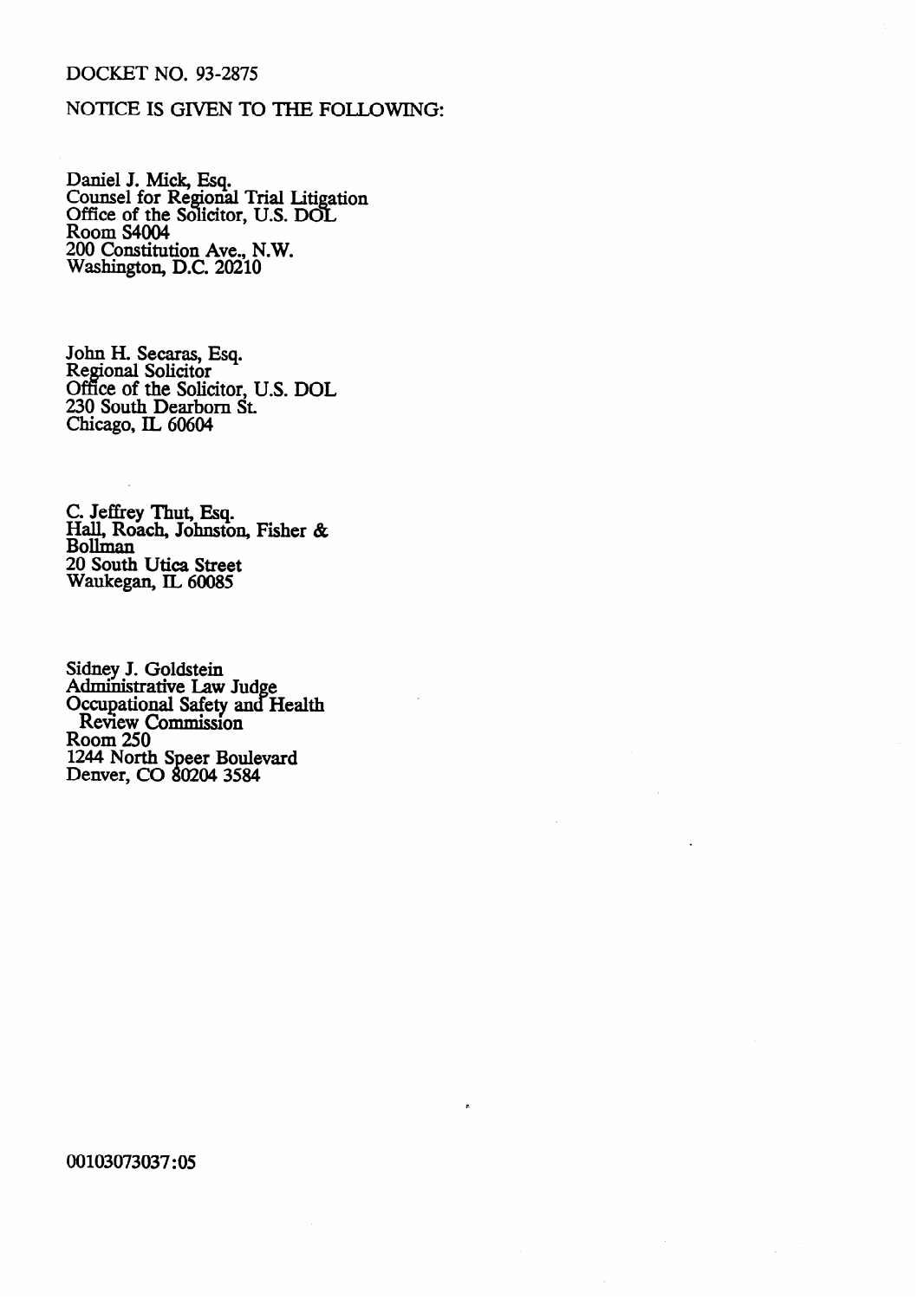DOCKET NO. 93-2875

NOTICE IS GIVEN TO THE FOLLOWING:

Daniel J. Mick, Esq.
Counsel for Regional Trial Litigation
Office of the Solicitor, U.S. DOL
Room S4004
200 Constitution Ave., N.W.
Washington, D.C. 20210

John H. Secaras, Esq.
Regional Solicitor
Office of the Solicitor, U.S. DOL
230 South Dearborn St.
Chicago, IL 60604

C. Jeffrey Thut, Esq.
Hall, Roach, Johnston, Fisher &
Bollman
20 South Utica Street
Waukegan, IL 60085

Sidney J. Goldstein
Administrative Law Judge
Occupational Safety and Health
Review Commission
Room 250
1244 North Speer Boulevard
Denver, CO 80204 3584

00103073037:05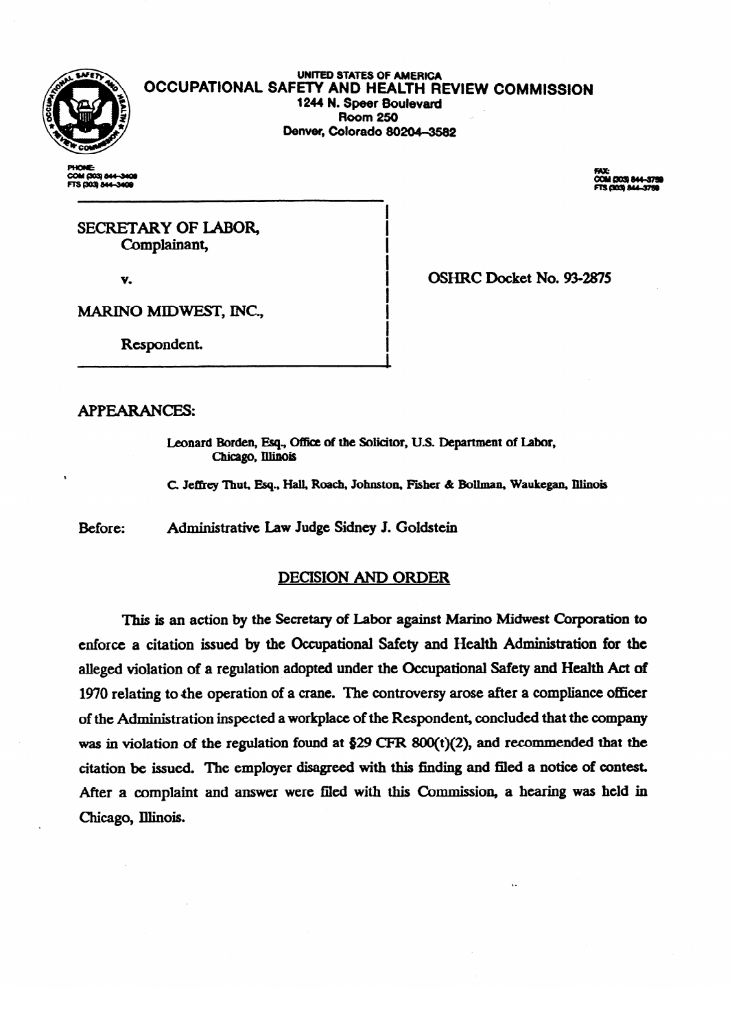UNITED STATES OF AMERICA

**OCCUPATIONAL SAFETY AND HEALTH REVIEW COMMISSION**

1244 N. Speer Boulevard
Room 250
Denver, Colorado 80204-3582

PHONE:
COM (303) 844-3409
FTS (303) 844-3409

FAX:
COM (303) 844-3759
FTS (303) 844-3759

SECRETARY OF LABOR,
Complainant,

v.

MARINO MIDWEST, INC.,

Respondent.

OSHRC Docket No. 93-2875

APPEARANCES:

Leonard Borden, Esq., Office of the Solicitor, U.S. Department of Labor, Chicago, Illinois

C. Jeffrey Thut, Esq., Hall, Roach, Johnston, Fisher & Bollman, Waukegan, Illinois

Before: Administrative Law Judge Sidney J. Goldstein

## DECISION AND ORDER

This is an action by the Secretary of Labor against Marino Midwest Corporation to enforce a citation issued by the Occupational Safety and Health Administration for the alleged violation of a regulation adopted under the Occupational Safety and Health Act of 1970 relating to the operation of a crane. The controversy arose after a compliance officer of the Administration inspected a workplace of the Respondent, concluded that the company was in violation of the regulation found at §29 CFR 800(t)(2), and recommended that the citation be issued. The employer disagreed with this finding and filed a notice of contest. After a complaint and answer were filed with this Commission, a hearing was held in Chicago, Illinois.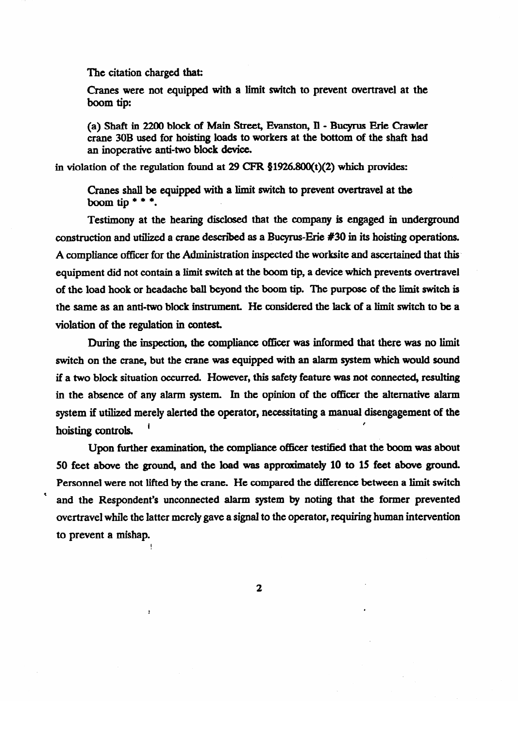The citation charged that:

> Cranes were not equipped with a limit switch to prevent overtravel at the boom tip:
>
> (a) Shaft in 2200 block of Main Street, Evanston, Il - Bucyrus Erie Crawler crane 30B used for hoisting loads to workers at the bottom of the shaft had an inoperative anti-two block device.

in violation of the regulation found at 29 CFR §1926.800(t)(2) which provides:

> Cranes shall be equipped with a limit switch to prevent overtravel at the boom tip * * *.

Testimony at the hearing disclosed that the company is engaged in underground construction and utilized a crane described as a Bucyrus-Erie #30 in its hoisting operations. A compliance officer for the Administration inspected the worksite and ascertained that this equipment did not contain a limit switch at the boom tip, a device which prevents overtravel of the load hook or headache ball beyond the boom tip. The purpose of the limit switch is the same as an anti-two block instrument. He considered the lack of a limit switch to be a violation of the regulation in contest.

During the inspection, the compliance officer was informed that there was no limit switch on the crane, but the crane was equipped with an alarm system which would sound if a two block situation occurred. However, this safety feature was not connected, resulting in the absence of any alarm system. In the opinion of the officer the alternative alarm system if utilized merely alerted the operator, necessitating a manual disengagement of the hoisting controls.

Upon further examination, the compliance officer testified that the boom was about 50 feet above the ground, and the load was approximately 10 to 15 feet above ground. Personnel were not lifted by the crane. He compared the difference between a limit switch and the Respondent's unconnected alarm system by noting that the former prevented overtravel while the latter merely gave a signal to the operator, requiring human intervention to prevent a mishap.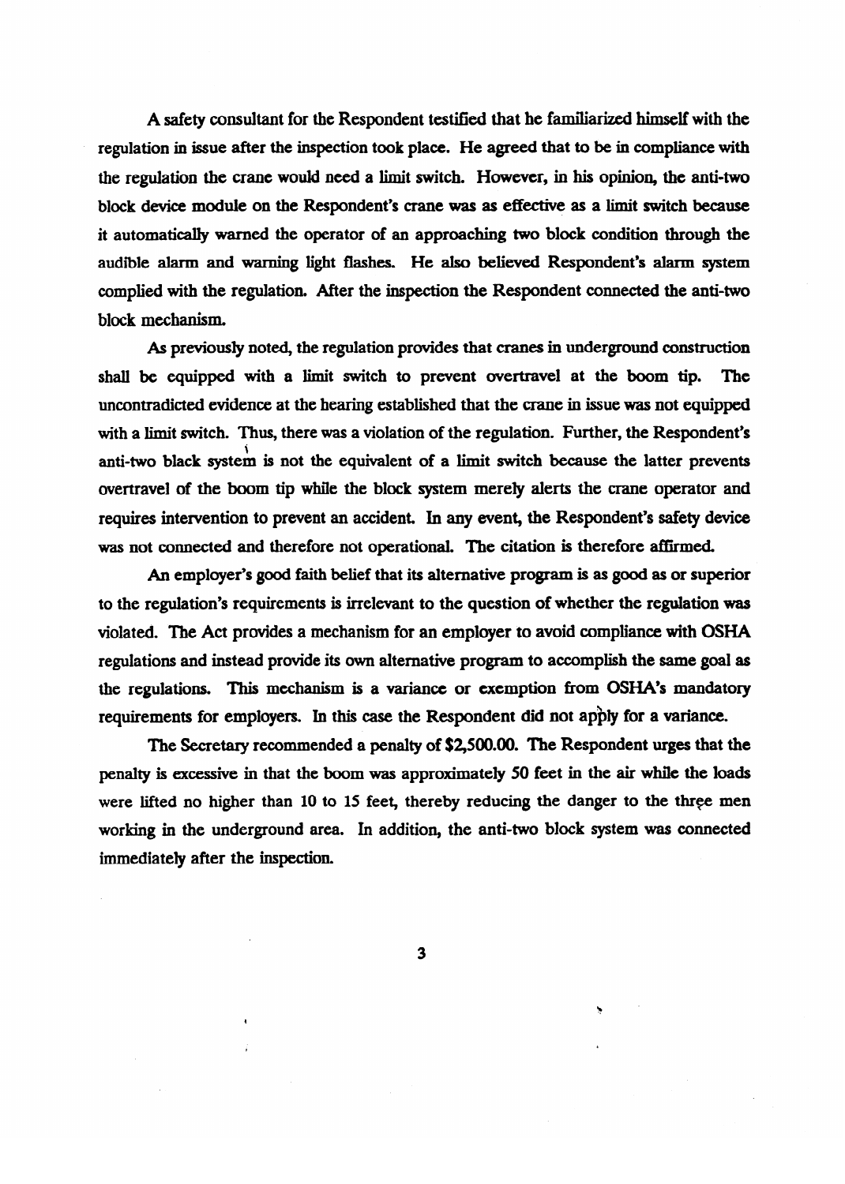A safety consultant for the Respondent testified that he familiarized himself with the regulation in issue after the inspection took place. He agreed that to be in compliance with the regulation the crane would need a limit switch. However, in his opinion, the anti-two block device module on the Respondent's crane was as effective as a limit switch because it automatically warned the operator of an approaching two block condition through the audible alarm and warning light flashes. He also believed Respondent's alarm system complied with the regulation. After the inspection the Respondent connected the anti-two block mechanism.

As previously noted, the regulation provides that cranes in underground construction shall be equipped with a limit switch to prevent overtravel at the boom tip. The uncontradicted evidence at the hearing established that the crane in issue was not equipped with a limit switch. Thus, there was a violation of the regulation. Further, the Respondent's anti-two black system is not the equivalent of a limit switch because the latter prevents overtravel of the boom tip while the block system merely alerts the crane operator and requires intervention to prevent an accident. In any event, the Respondent's safety device was not connected and therefore not operational. The citation is therefore affirmed.

An employer's good faith belief that its alternative program is as good as or superior to the regulation's requirements is irrelevant to the question of whether the regulation was violated. The Act provides a mechanism for an employer to avoid compliance with OSHA regulations and instead provide its own alternative program to accomplish the same goal as the regulations. This mechanism is a variance or exemption from OSHA's mandatory requirements for employers. In this case the Respondent did not apply for a variance.

The Secretary recommended a penalty of $2,500.00. The Respondent urges that the penalty is excessive in that the boom was approximately 50 feet in the air while the loads were lifted no higher than 10 to 15 feet, thereby reducing the danger to the three men working in the underground area. In addition, the anti-two block system was connected immediately after the inspection.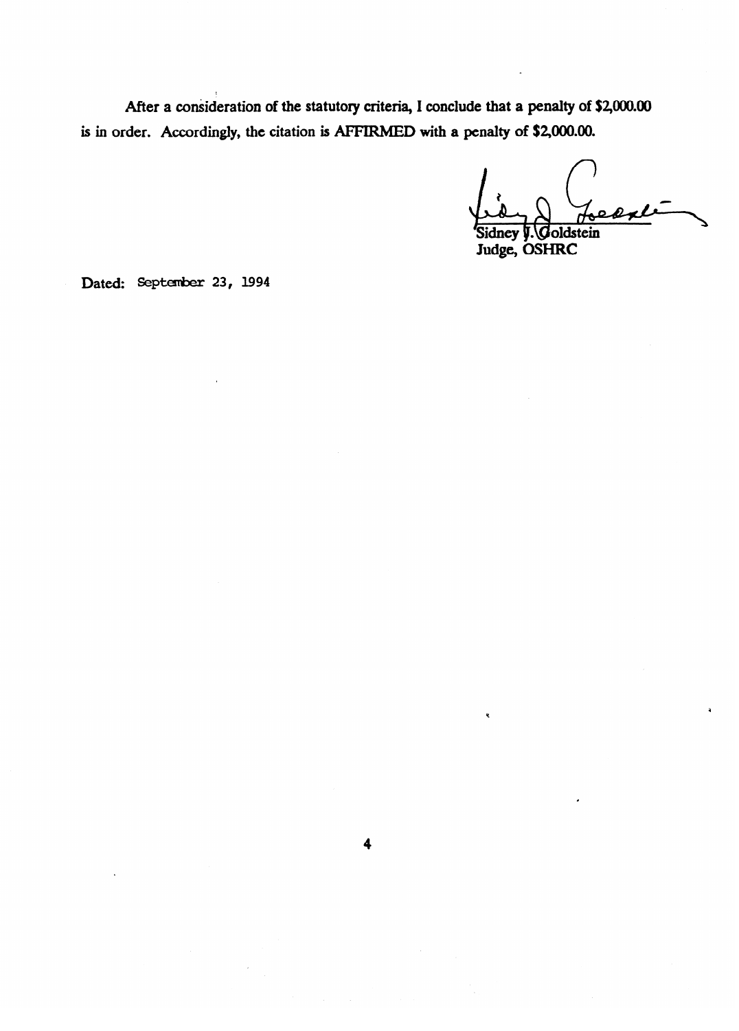After a consideration of the statutory criteria, I conclude that a penalty of $2,000.00 is in order. Accordingly, the citation is AFFIRMED with a penalty of $2,000.00.

Sidney J. Goldstein
Judge, OSHRC

Dated: September 23, 1994